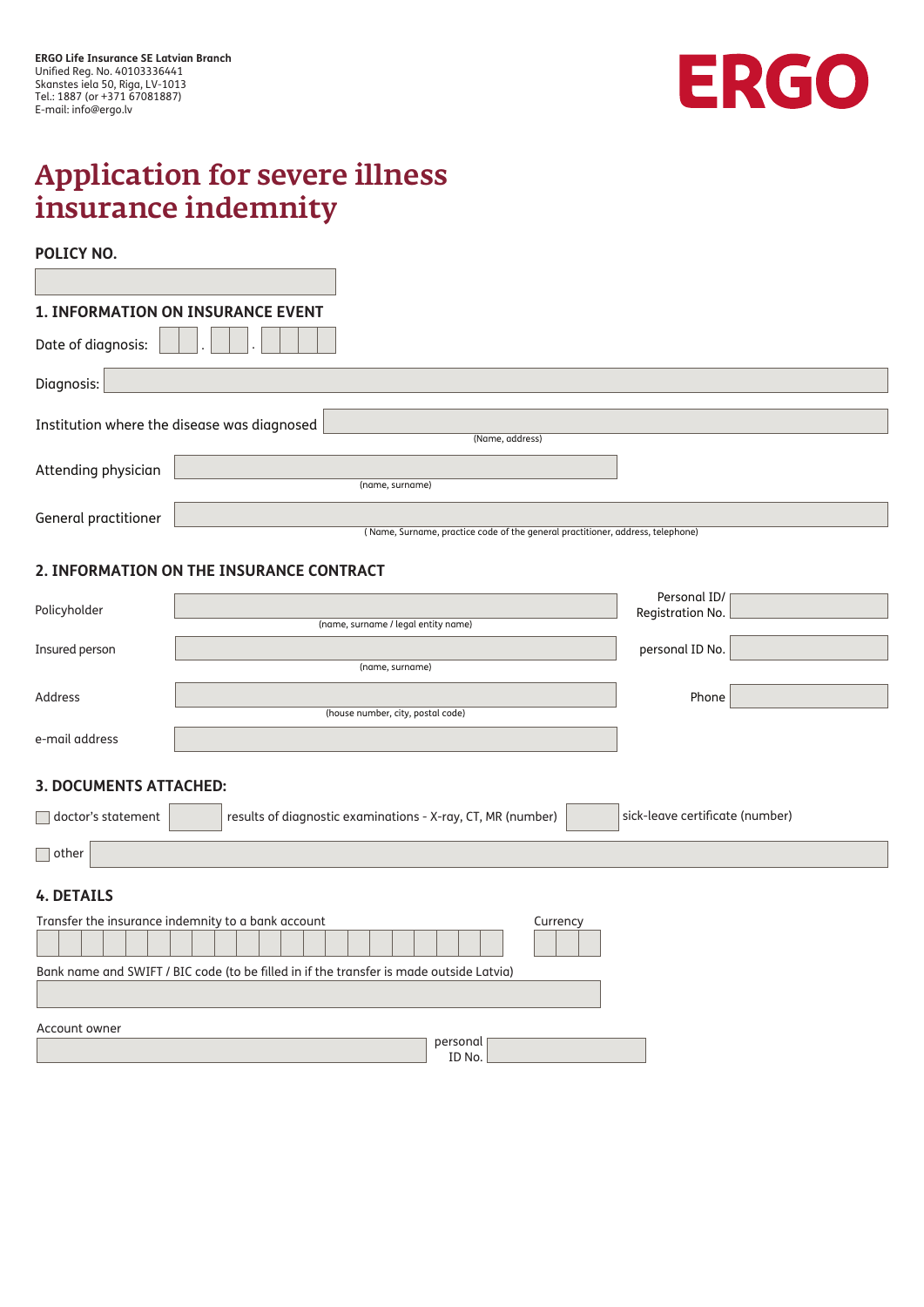**ERGO Life Insurance SE Latvian Branch**
Unified Reg. No. 40103336441
Skanstes iela 50, Riga, LV-1013
Tel.: 1887 (or +371 67081887)
E-mail: info@ergo.lv

ERGO

# Application for severe illness insurance indemnity

**POLICY NO.**

______________________

## 1. INFORMATION ON INSURANCE EVENT

Date of diagnosis: __ __ . __ __ . __ __ __ __

Diagnosis: ______________________

Institution where the disease was diagnosed ______________________
(Name, address)

Attending physician ______________________
(name, surname)

General practitioner ______________________
( Name, Surname, practice code of the general practitioner, address, telephone)

## 2. INFORMATION ON THE INSURANCE CONTRACT

Policyholder ______________________ Personal ID/ Registration No. ______________
(name, surname / legal entity name)

Insured person ______________________ personal ID No. ______________
(name, surname)

Address ______________________ Phone ______________
(house number, city, postal code)

e-mail address ______________________

## 3. DOCUMENTS ATTACHED:

☐ doctor's statement ______ results of diagnostic examinations - X-ray, CT, MR (number) ______ sick-leave certificate (number)

☐ other ______________________

## 4. DETAILS

Transfer the insurance indemnity to a bank account ______________________ Currency ______

Bank name and SWIFT / BIC code (to be filled in if the transfer is made outside Latvia)

______________________

Account owner ______________________ personal ID No. ______________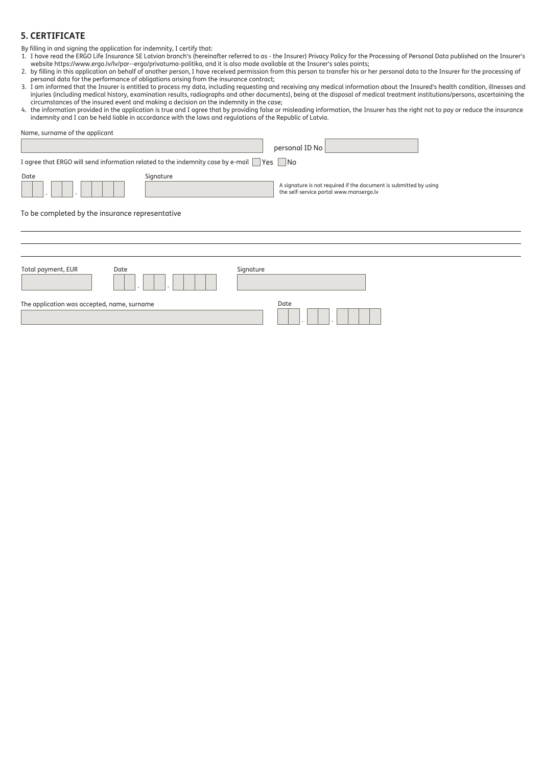## 5. CERTIFICATE

By filling in and signing the application for indemnity, I certify that:

1. I have read the ERGO Life Insurance SE Latvian branch's (hereinafter referred to as - the Insurer) Privacy Policy for the Processing of Personal Data published on the Insurer's website https://www.ergo.lv/lv/par--ergo/privatuma-politika, and it is also made available at the Insurer's sales points;
2. by filling in this application on behalf of another person, I have received permission from this person to transfer his or her personal data to the Insurer for the processing of personal data for the performance of obligations arising from the insurance contract;
3. I am informed that the Insurer is entitled to process my data, including requesting and receiving any medical information about the Insured's health condition, illnesses and injuries (including medical history, examination results, radiographs and other documents), being at the disposal of medical treatment institutions/persons, ascertaining the circumstances of the insured event and making a decision on the indemnity in the case;
4. the information provided in the application is true and I agree that by providing false or misleading information, the Insurer has the right not to pay or reduce the insurance indemnity and I can be held liable in accordance with the laws and regulations of the Republic of Latvia.

Name, surname of the applicant

personal ID No

I agree that ERGO will send information related to the indemnity case by e-mail ☐ Yes ☐ No

Date . .

Signature

A signature is not required if the document is submitted by using the self-service portal www.mansergo.lv

To be completed by the insurance representative

Total payment, EUR

Date . .

Signature

The application was accepted, name, surname

Date . .